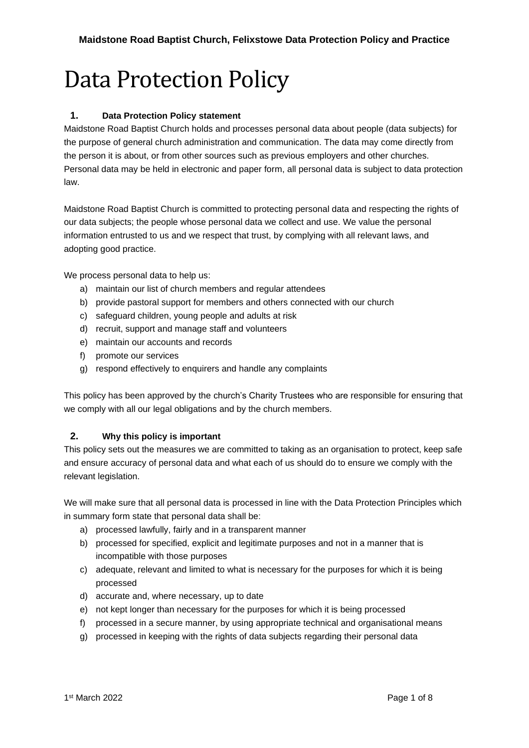# Data Protection Policy

## 1. Data Protection Policy statement

Maidstone Road Baptist Church holds and processes personal data about people (data subjects) for the purpose of general church administration and communication. The data may come directly from the person it is about, or from other sources such as previous employers and other churches. Personal data may be held in electronic and paper form, all personal data is subject to data protection law.

Maidstone Road Baptist Church is committed to protecting personal data and respecting the rights of our data subjects; the people whose personal data we collect and use. We value the personal information entrusted to us and we respect that trust, by complying with all relevant laws, and adopting good practice.

We process personal data to help us:

a) maintain our list of church members and regular attendees
b) provide pastoral support for members and others connected with our church
c) safeguard children, young people and adults at risk
d) recruit, support and manage staff and volunteers
e) maintain our accounts and records
f) promote our services
g) respond effectively to enquirers and handle any complaints

This policy has been approved by the church's Charity Trustees who are responsible for ensuring that we comply with all our legal obligations and by the church members.

## 2. Why this policy is important

This policy sets out the measures we are committed to taking as an organisation to protect, keep safe and ensure accuracy of personal data and what each of us should do to ensure we comply with the relevant legislation.

We will make sure that all personal data is processed in line with the Data Protection Principles which in summary form state that personal data shall be:

a) processed lawfully, fairly and in a transparent manner
b) processed for specified, explicit and legitimate purposes and not in a manner that is incompatible with those purposes
c) adequate, relevant and limited to what is necessary for the purposes for which it is being processed
d) accurate and, where necessary, up to date
e) not kept longer than necessary for the purposes for which it is being processed
f) processed in a secure manner, by using appropriate technical and organisational means
g) processed in keeping with the rights of data subjects regarding their personal data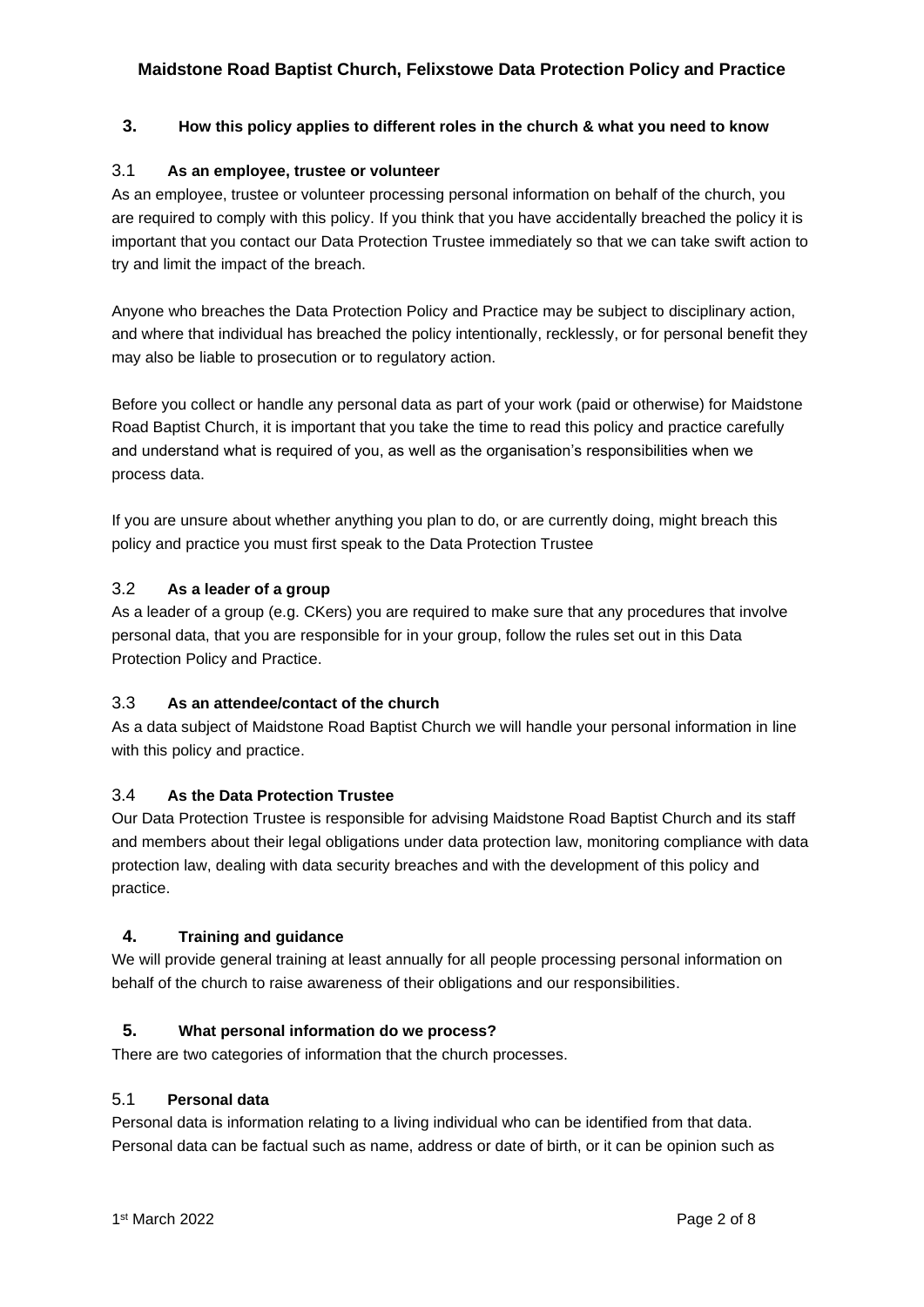## 3. How this policy applies to different roles in the church & what you need to know

### 3.1 As an employee, trustee or volunteer

As an employee, trustee or volunteer processing personal information on behalf of the church, you are required to comply with this policy. If you think that you have accidentally breached the policy it is important that you contact our Data Protection Trustee immediately so that we can take swift action to try and limit the impact of the breach.

Anyone who breaches the Data Protection Policy and Practice may be subject to disciplinary action, and where that individual has breached the policy intentionally, recklessly, or for personal benefit they may also be liable to prosecution or to regulatory action.

Before you collect or handle any personal data as part of your work (paid or otherwise) for Maidstone Road Baptist Church, it is important that you take the time to read this policy and practice carefully and understand what is required of you, as well as the organisation's responsibilities when we process data.

If you are unsure about whether anything you plan to do, or are currently doing, might breach this policy and practice you must first speak to the Data Protection Trustee

### 3.2 As a leader of a group

As a leader of a group (e.g. CKers) you are required to make sure that any procedures that involve personal data, that you are responsible for in your group, follow the rules set out in this Data Protection Policy and Practice.

### 3.3 As an attendee/contact of the church

As a data subject of Maidstone Road Baptist Church we will handle your personal information in line with this policy and practice.

### 3.4 As the Data Protection Trustee

Our Data Protection Trustee is responsible for advising Maidstone Road Baptist Church and its staff and members about their legal obligations under data protection law, monitoring compliance with data protection law, dealing with data security breaches and with the development of this policy and practice.

## 4. Training and guidance

We will provide general training at least annually for all people processing personal information on behalf of the church to raise awareness of their obligations and our responsibilities.

## 5. What personal information do we process?

There are two categories of information that the church processes.

### 5.1 Personal data

Personal data is information relating to a living individual who can be identified from that data. Personal data can be factual such as name, address or date of birth, or it can be opinion such as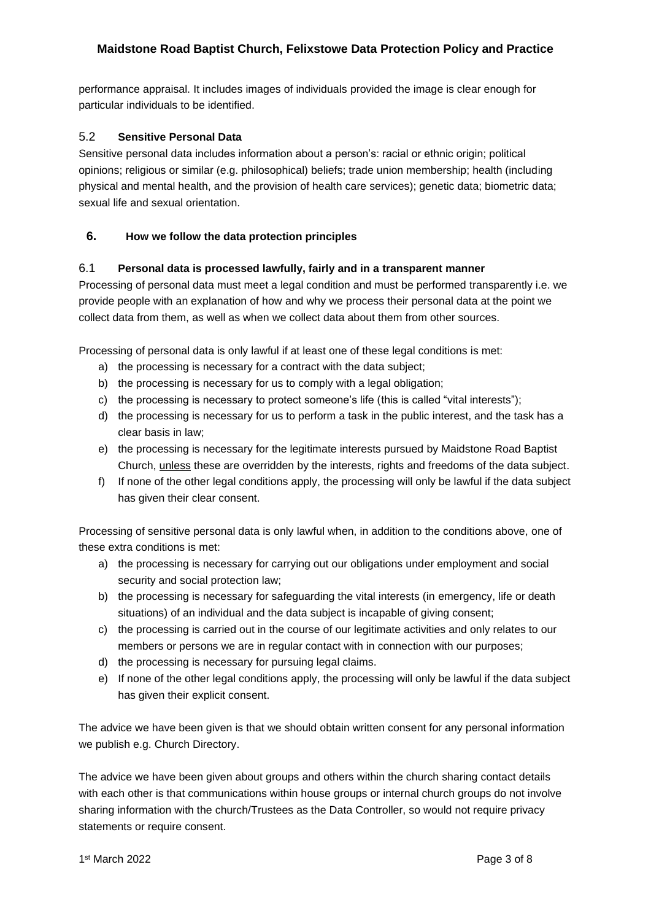performance appraisal. It includes images of individuals provided the image is clear enough for particular individuals to be identified.

### 5.2 Sensitive Personal Data

Sensitive personal data includes information about a person's: racial or ethnic origin; political opinions; religious or similar (e.g. philosophical) beliefs; trade union membership; health (including physical and mental health, and the provision of health care services); genetic data; biometric data; sexual life and sexual orientation.

## 6. How we follow the data protection principles

### 6.1 Personal data is processed lawfully, fairly and in a transparent manner

Processing of personal data must meet a legal condition and must be performed transparently i.e. we provide people with an explanation of how and why we process their personal data at the point we collect data from them, as well as when we collect data about them from other sources.

Processing of personal data is only lawful if at least one of these legal conditions is met:

a) the processing is necessary for a contract with the data subject;
b) the processing is necessary for us to comply with a legal obligation;
c) the processing is necessary to protect someone's life (this is called "vital interests");
d) the processing is necessary for us to perform a task in the public interest, and the task has a clear basis in law;
e) the processing is necessary for the legitimate interests pursued by Maidstone Road Baptist Church, <u>unless</u> these are overridden by the interests, rights and freedoms of the data subject.
f) If none of the other legal conditions apply, the processing will only be lawful if the data subject has given their clear consent.

Processing of sensitive personal data is only lawful when, in addition to the conditions above, one of these extra conditions is met:

a) the processing is necessary for carrying out our obligations under employment and social security and social protection law;
b) the processing is necessary for safeguarding the vital interests (in emergency, life or death situations) of an individual and the data subject is incapable of giving consent;
c) the processing is carried out in the course of our legitimate activities and only relates to our members or persons we are in regular contact with in connection with our purposes;
d) the processing is necessary for pursuing legal claims.
e) If none of the other legal conditions apply, the processing will only be lawful if the data subject has given their explicit consent.

The advice we have been given is that we should obtain written consent for any personal information we publish e.g. Church Directory.

The advice we have been given about groups and others within the church sharing contact details with each other is that communications within house groups or internal church groups do not involve sharing information with the church/Trustees as the Data Controller, so would not require privacy statements or require consent.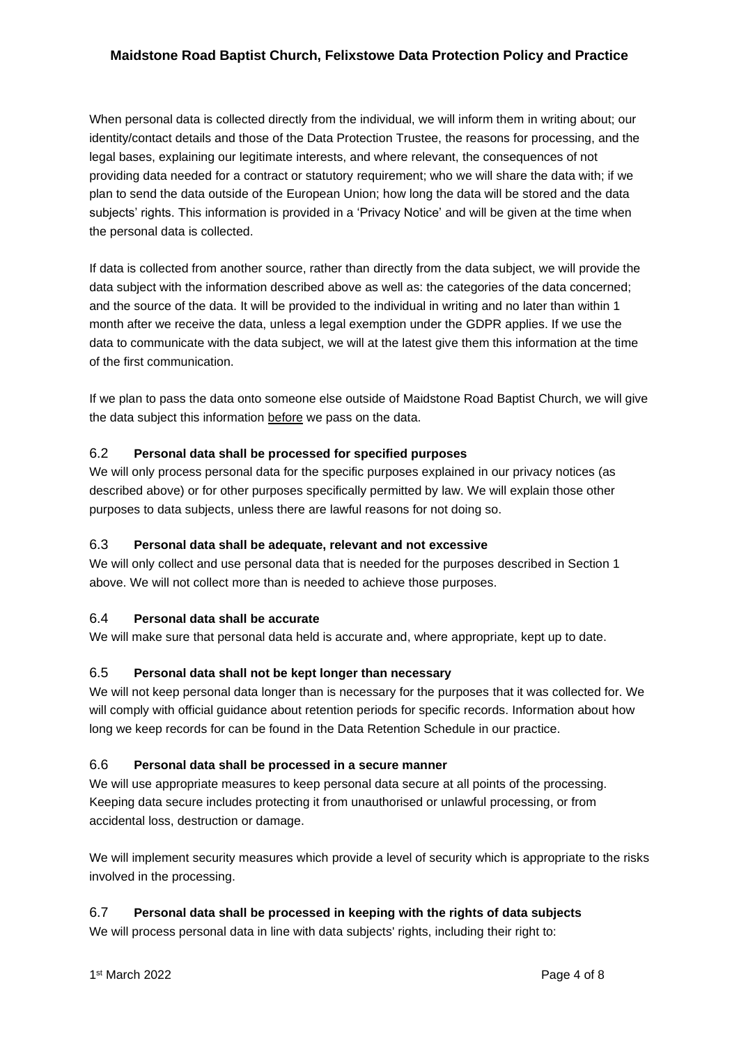When personal data is collected directly from the individual, we will inform them in writing about; our identity/contact details and those of the Data Protection Trustee, the reasons for processing, and the legal bases, explaining our legitimate interests, and where relevant, the consequences of not providing data needed for a contract or statutory requirement; who we will share the data with; if we plan to send the data outside of the European Union; how long the data will be stored and the data subjects' rights. This information is provided in a 'Privacy Notice' and will be given at the time when the personal data is collected.

If data is collected from another source, rather than directly from the data subject, we will provide the data subject with the information described above as well as: the categories of the data concerned; and the source of the data. It will be provided to the individual in writing and no later than within 1 month after we receive the data, unless a legal exemption under the GDPR applies. If we use the data to communicate with the data subject, we will at the latest give them this information at the time of the first communication.

If we plan to pass the data onto someone else outside of Maidstone Road Baptist Church, we will give the data subject this information <u>before</u> we pass on the data.

### 6.2 **Personal data shall be processed for specified purposes**

We will only process personal data for the specific purposes explained in our privacy notices (as described above) or for other purposes specifically permitted by law. We will explain those other purposes to data subjects, unless there are lawful reasons for not doing so.

### 6.3 **Personal data shall be adequate, relevant and not excessive**

We will only collect and use personal data that is needed for the purposes described in Section 1 above. We will not collect more than is needed to achieve those purposes.

### 6.4 **Personal data shall be accurate**

We will make sure that personal data held is accurate and, where appropriate, kept up to date.

### 6.5 **Personal data shall not be kept longer than necessary**

We will not keep personal data longer than is necessary for the purposes that it was collected for. We will comply with official guidance about retention periods for specific records. Information about how long we keep records for can be found in the Data Retention Schedule in our practice.

### 6.6 **Personal data shall be processed in a secure manner**

We will use appropriate measures to keep personal data secure at all points of the processing. Keeping data secure includes protecting it from unauthorised or unlawful processing, or from accidental loss, destruction or damage.

We will implement security measures which provide a level of security which is appropriate to the risks involved in the processing.

### 6.7 **Personal data shall be processed in keeping with the rights of data subjects**

We will process personal data in line with data subjects' rights, including their right to: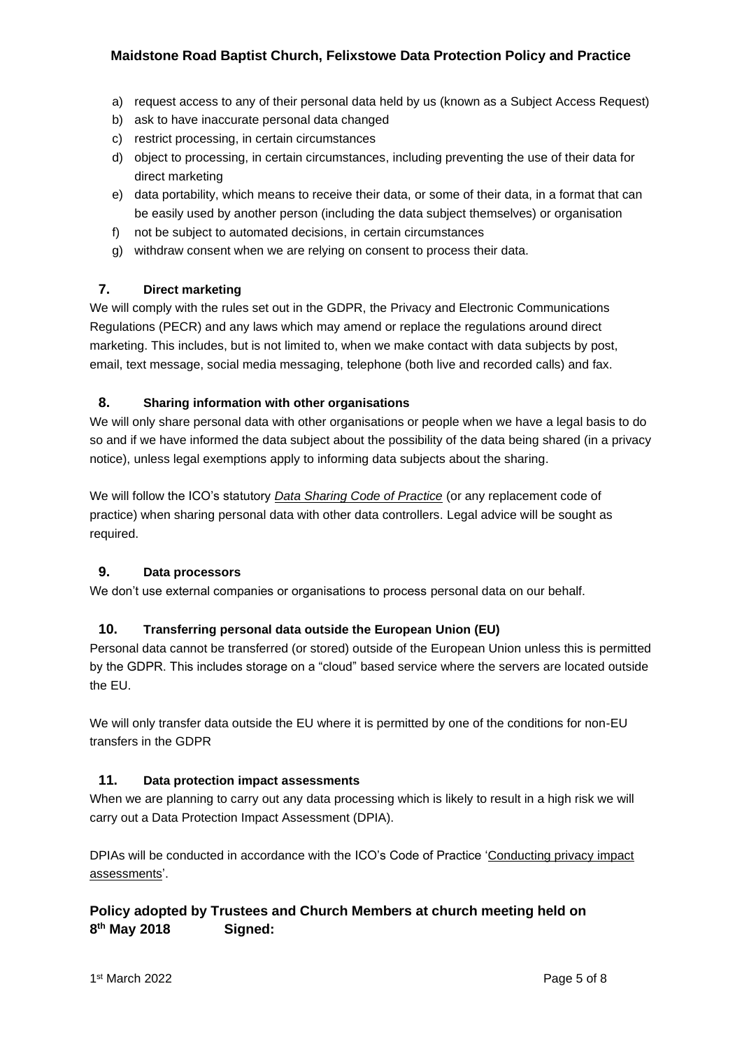a) request access to any of their personal data held by us (known as a Subject Access Request)
b) ask to have inaccurate personal data changed
c) restrict processing, in certain circumstances
d) object to processing, in certain circumstances, including preventing the use of their data for direct marketing
e) data portability, which means to receive their data, or some of their data, in a format that can be easily used by another person (including the data subject themselves) or organisation
f) not be subject to automated decisions, in certain circumstances
g) withdraw consent when we are relying on consent to process their data.

## 7. Direct marketing

We will comply with the rules set out in the GDPR, the Privacy and Electronic Communications Regulations (PECR) and any laws which may amend or replace the regulations around direct marketing. This includes, but is not limited to, when we make contact with data subjects by post, email, text message, social media messaging, telephone (both live and recorded calls) and fax.

## 8. Sharing information with other organisations

We will only share personal data with other organisations or people when we have a legal basis to do so and if we have informed the data subject about the possibility of the data being shared (in a privacy notice), unless legal exemptions apply to informing data subjects about the sharing.

We will follow the ICO's statutory *Data Sharing Code of Practice* (or any replacement code of practice) when sharing personal data with other data controllers. Legal advice will be sought as required.

## 9. Data processors

We don't use external companies or organisations to process personal data on our behalf.

## 10. Transferring personal data outside the European Union (EU)

Personal data cannot be transferred (or stored) outside of the European Union unless this is permitted by the GDPR. This includes storage on a "cloud" based service where the servers are located outside the EU.

We will only transfer data outside the EU where it is permitted by one of the conditions for non-EU transfers in the GDPR

## 11. Data protection impact assessments

When we are planning to carry out any data processing which is likely to result in a high risk we will carry out a Data Protection Impact Assessment (DPIA).

DPIAs will be conducted in accordance with the ICO's Code of Practice 'Conducting privacy impact assessments'.

**Policy adopted by Trustees and Church Members at church meeting held on 8th May 2018 Signed:**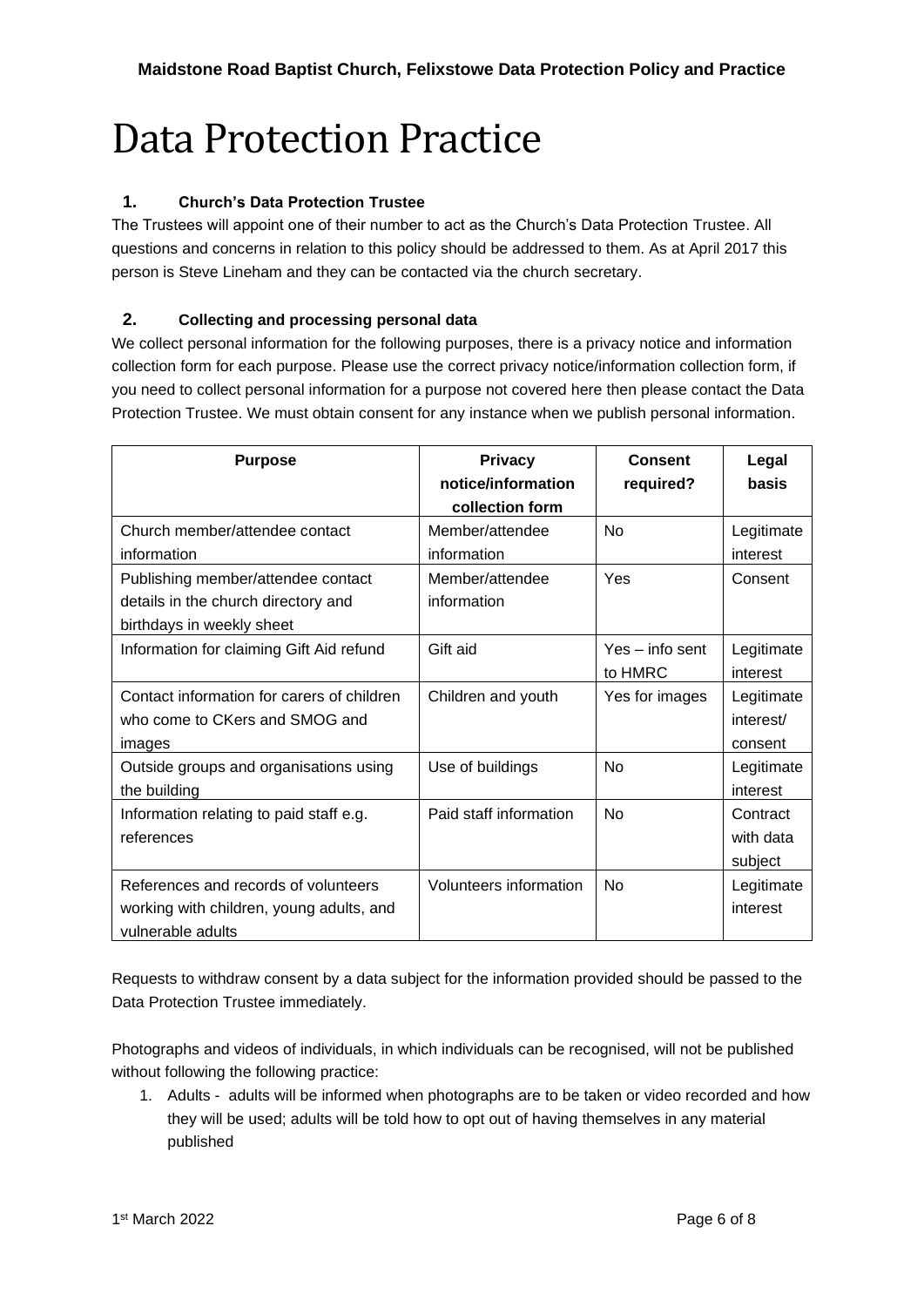# Data Protection Practice

### 1. Church's Data Protection Trustee

The Trustees will appoint one of their number to act as the Church's Data Protection Trustee. All questions and concerns in relation to this policy should be addressed to them. As at April 2017 this person is Steve Lineham and they can be contacted via the church secretary.

### 2. Collecting and processing personal data

We collect personal information for the following purposes, there is a privacy notice and information collection form for each purpose. Please use the correct privacy notice/information collection form, if you need to collect personal information for a purpose not covered here then please contact the Data Protection Trustee. We must obtain consent for any instance when we publish personal information.

| Purpose | Privacy notice/information collection form | Consent required? | Legal basis |
|---|---|---|---|
| Church member/attendee contact information | Member/attendee information | No | Legitimate interest |
| Publishing member/attendee contact details in the church directory and birthdays in weekly sheet | Member/attendee information | Yes | Consent |
| Information for claiming Gift Aid refund | Gift aid | Yes – info sent to HMRC | Legitimate interest |
| Contact information for carers of children who come to CKers and SMOG and images | Children and youth | Yes for images | Legitimate interest/ consent |
| Outside groups and organisations using the building | Use of buildings | No | Legitimate interest |
| Information relating to paid staff e.g. references | Paid staff information | No | Contract with data subject |
| References and records of volunteers working with children, young adults, and vulnerable adults | Volunteers information | No | Legitimate interest |

Requests to withdraw consent by a data subject for the information provided should be passed to the Data Protection Trustee immediately.

Photographs and videos of individuals, in which individuals can be recognised, will not be published without following the following practice:

1. Adults - adults will be informed when photographs are to be taken or video recorded and how they will be used; adults will be told how to opt out of having themselves in any material published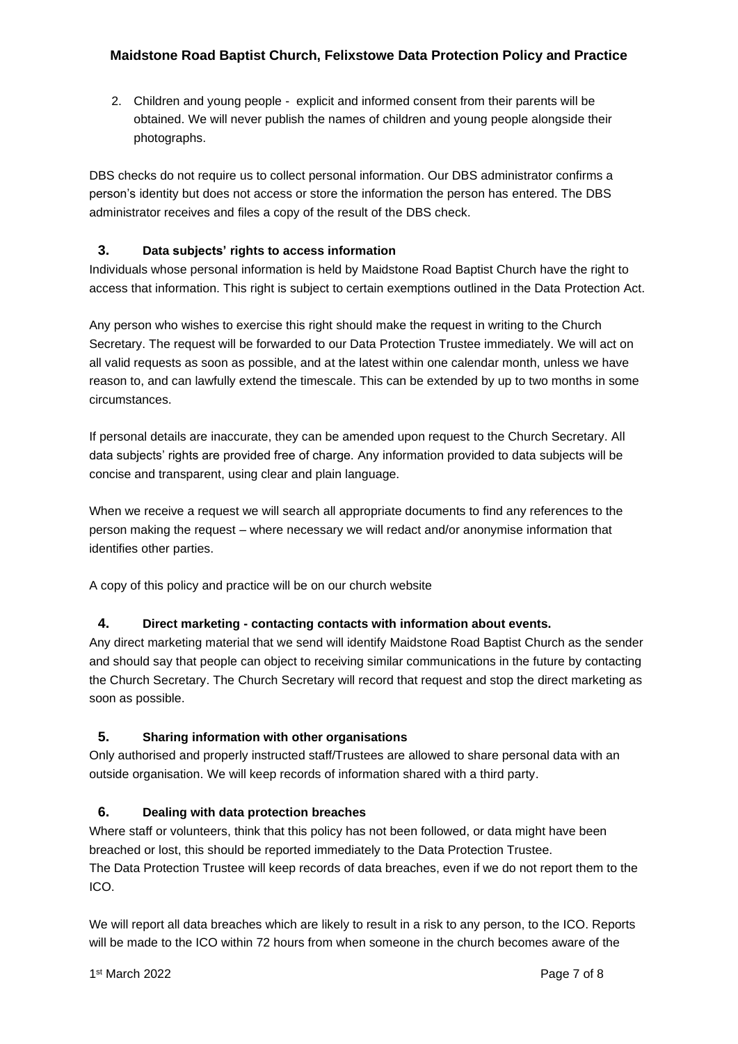2. Children and young people - explicit and informed consent from their parents will be obtained. We will never publish the names of children and young people alongside their photographs.

DBS checks do not require us to collect personal information. Our DBS administrator confirms a person's identity but does not access or store the information the person has entered. The DBS administrator receives and files a copy of the result of the DBS check.

## 3. Data subjects' rights to access information

Individuals whose personal information is held by Maidstone Road Baptist Church have the right to access that information. This right is subject to certain exemptions outlined in the Data Protection Act.

Any person who wishes to exercise this right should make the request in writing to the Church Secretary. The request will be forwarded to our Data Protection Trustee immediately. We will act on all valid requests as soon as possible, and at the latest within one calendar month, unless we have reason to, and can lawfully extend the timescale. This can be extended by up to two months in some circumstances.

If personal details are inaccurate, they can be amended upon request to the Church Secretary. All data subjects' rights are provided free of charge. Any information provided to data subjects will be concise and transparent, using clear and plain language.

When we receive a request we will search all appropriate documents to find any references to the person making the request – where necessary we will redact and/or anonymise information that identifies other parties.

A copy of this policy and practice will be on our church website

## 4. Direct marketing - contacting contacts with information about events.

Any direct marketing material that we send will identify Maidstone Road Baptist Church as the sender and should say that people can object to receiving similar communications in the future by contacting the Church Secretary. The Church Secretary will record that request and stop the direct marketing as soon as possible.

## 5. Sharing information with other organisations

Only authorised and properly instructed staff/Trustees are allowed to share personal data with an outside organisation. We will keep records of information shared with a third party.

## 6. Dealing with data protection breaches

Where staff or volunteers, think that this policy has not been followed, or data might have been breached or lost, this should be reported immediately to the Data Protection Trustee.
The Data Protection Trustee will keep records of data breaches, even if we do not report them to the ICO.

We will report all data breaches which are likely to result in a risk to any person, to the ICO. Reports will be made to the ICO within 72 hours from when someone in the church becomes aware of the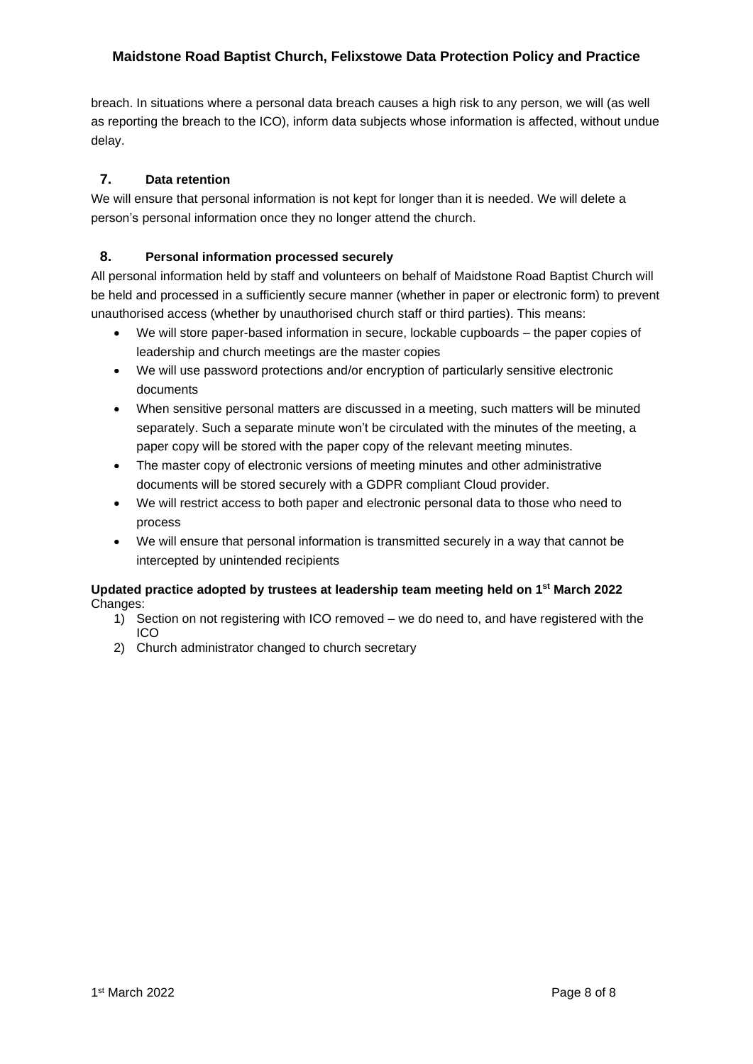breach. In situations where a personal data breach causes a high risk to any person, we will (as well as reporting the breach to the ICO), inform data subjects whose information is affected, without undue delay.

## 7. Data retention

We will ensure that personal information is not kept for longer than it is needed. We will delete a person's personal information once they no longer attend the church.

## 8. Personal information processed securely

All personal information held by staff and volunteers on behalf of Maidstone Road Baptist Church will be held and processed in a sufficiently secure manner (whether in paper or electronic form) to prevent unauthorised access (whether by unauthorised church staff or third parties). This means:

- We will store paper-based information in secure, lockable cupboards – the paper copies of leadership and church meetings are the master copies
- We will use password protections and/or encryption of particularly sensitive electronic documents
- When sensitive personal matters are discussed in a meeting, such matters will be minuted separately. Such a separate minute won't be circulated with the minutes of the meeting, a paper copy will be stored with the paper copy of the relevant meeting minutes.
- The master copy of electronic versions of meeting minutes and other administrative documents will be stored securely with a GDPR compliant Cloud provider.
- We will restrict access to both paper and electronic personal data to those who need to process
- We will ensure that personal information is transmitted securely in a way that cannot be intercepted by unintended recipients

**Updated practice adopted by trustees at leadership team meeting held on 1st March 2022**
Changes:

1) Section on not registering with ICO removed – we do need to, and have registered with the ICO
2) Church administrator changed to church secretary